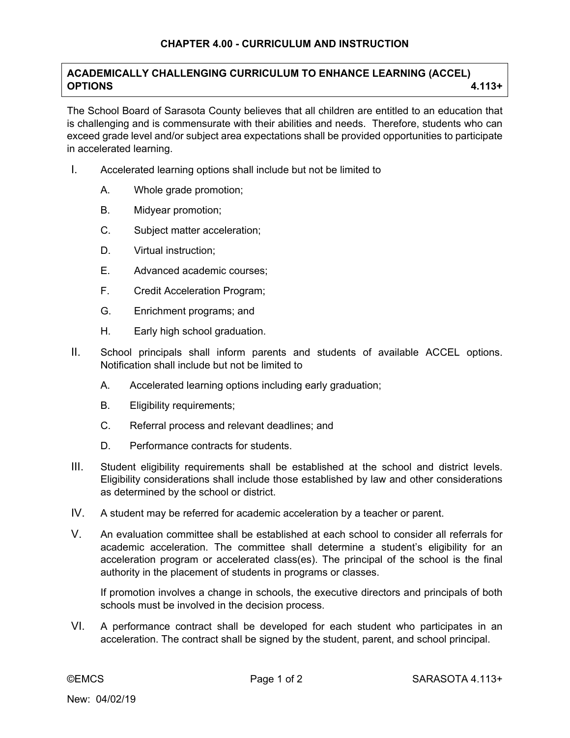# CHAPTER 4.00 - CURRICULUM AND INSTRUCTION

## ACADEMICALLY CHALLENGING CURRICULUM TO ENHANCE LEARNING (ACCEL) OPTIONS 4.113+

The School Board of Sarasota County believes that all children are entitled to an education that is challenging and is commensurate with their abilities and needs. Therefore, students who can exceed grade level and/or subject area expectations shall be provided opportunities to participate in accelerated learning.

I. Accelerated learning options shall include but not be limited to

   A. Whole grade promotion;

   B. Midyear promotion;

   C. Subject matter acceleration;

   D. Virtual instruction;

   E. Advanced academic courses;

   F. Credit Acceleration Program;

   G. Enrichment programs; and

   H. Early high school graduation.

II. School principals shall inform parents and students of available ACCEL options. Notification shall include but not be limited to

   A. Accelerated learning options including early graduation;

   B. Eligibility requirements;

   C. Referral process and relevant deadlines; and

   D. Performance contracts for students.

III. Student eligibility requirements shall be established at the school and district levels. Eligibility considerations shall include those established by law and other considerations as determined by the school or district.

IV. A student may be referred for academic acceleration by a teacher or parent.

V. An evaluation committee shall be established at each school to consider all referrals for academic acceleration. The committee shall determine a student's eligibility for an acceleration program or accelerated class(es). The principal of the school is the final authority in the placement of students in programs or classes.

   If promotion involves a change in schools, the executive directors and principals of both schools must be involved in the decision process.

VI. A performance contract shall be developed for each student who participates in an acceleration. The contract shall be signed by the student, parent, and school principal.

New: 04/02/19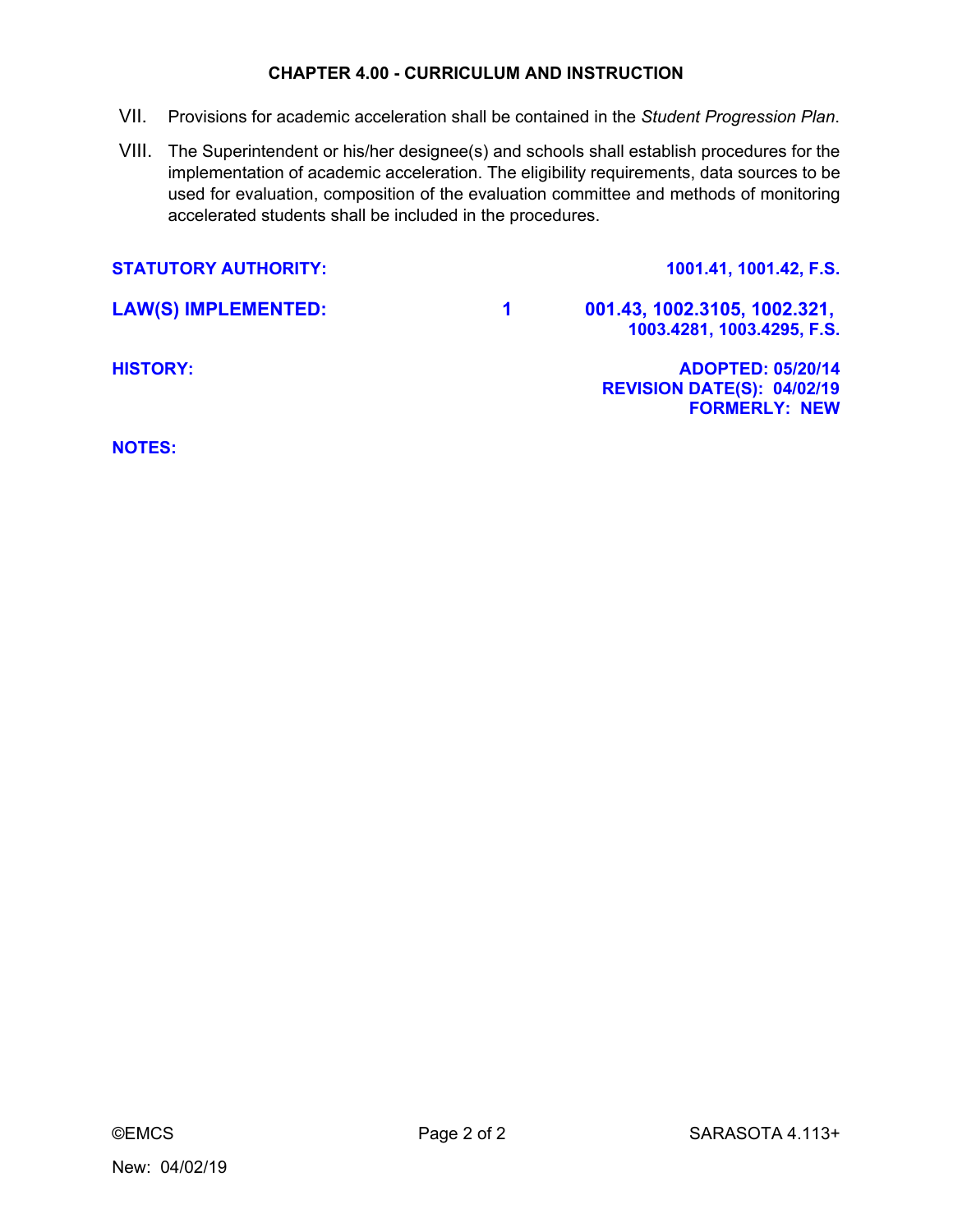VII. Provisions for academic acceleration shall be contained in the *Student Progression Plan*.

VIII. The Superintendent or his/her designee(s) and schools shall establish procedures for the implementation of academic acceleration. The eligibility requirements, data sources to be used for evaluation, composition of the evaluation committee and methods of monitoring accelerated students shall be included in the procedures.

**STATUTORY AUTHORITY:** **1001.41, 1001.42, F.S.**

**LAW(S) IMPLEMENTED:** **1001.43, 1002.3105, 1002.321, 1003.4281, 1003.4295, F.S.**

**HISTORY:** **ADOPTED: 05/20/14**
**REVISION DATE(S): 04/02/19**
**FORMERLY: NEW**

**NOTES:**

©EMCS SARASOTA 4.113+

New: 04/02/19